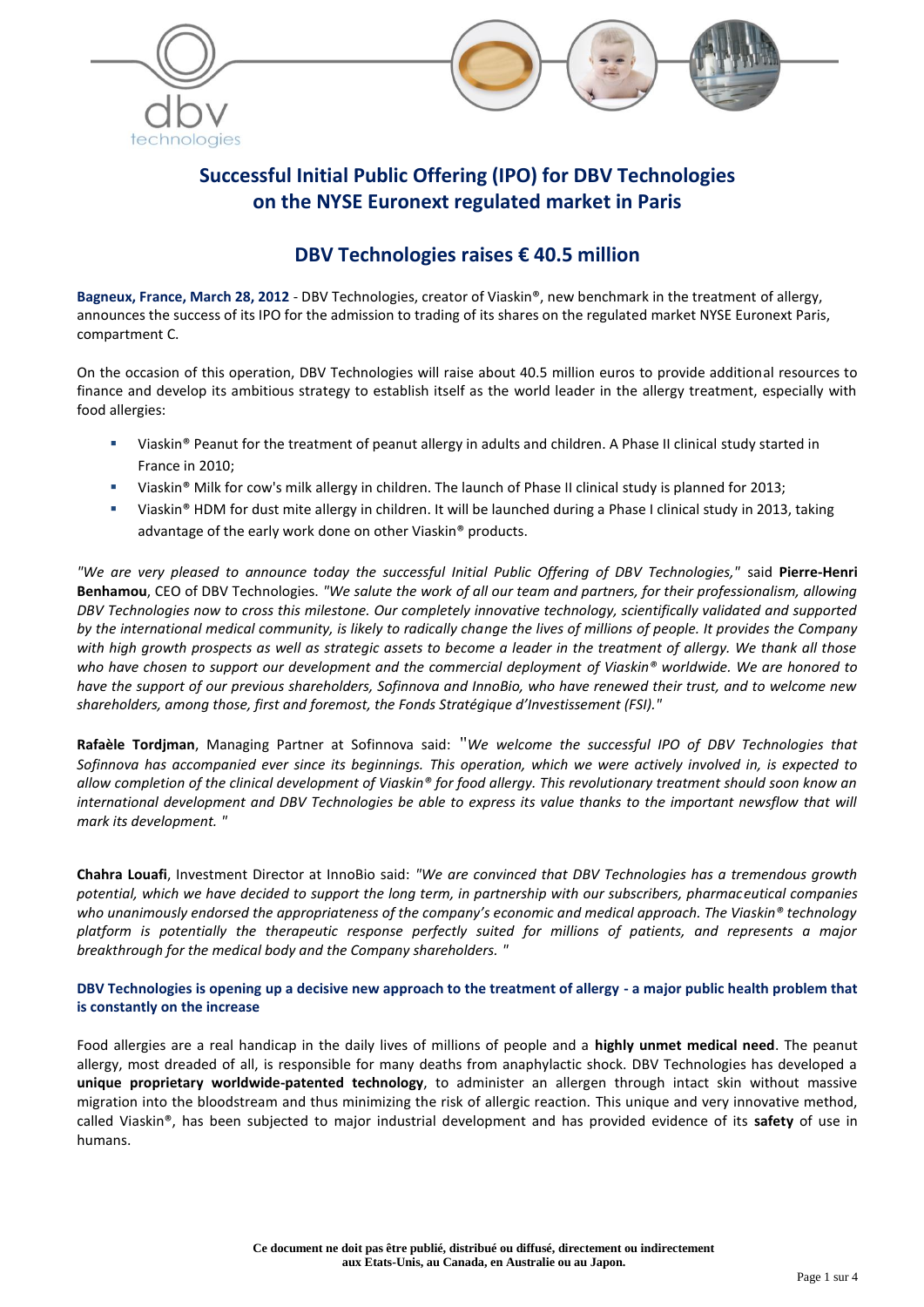# Successful Initial Public Offering (IPO) for DBV Technologies on the NYSE Euronext regulated market in Paris

## DBV Technologies raises € 40.5 million

**Bagneux, France, March 28, 2012** - DBV Technologies, creator of Viaskin®, new benchmark in the treatment of allergy, announces the success of its IPO for the admission to trading of its shares on the regulated market NYSE Euronext Paris, compartment C.

On the occasion of this operation, DBV Technologies will raise about 40.5 million euros to provide additional resources to finance and develop its ambitious strategy to establish itself as the world leader in the allergy treatment, especially with food allergies:

- Viaskin® Peanut for the treatment of peanut allergy in adults and children. A Phase II clinical study started in France in 2010;
- Viaskin® Milk for cow's milk allergy in children. The launch of Phase II clinical study is planned for 2013;
- Viaskin® HDM for dust mite allergy in children. It will be launched during a Phase I clinical study in 2013, taking advantage of the early work done on other Viaskin® products.

*"We are very pleased to announce today the successful Initial Public Offering of DBV Technologies,"* said **Pierre-Henri Benhamou**, CEO of DBV Technologies. *"We salute the work of all our team and partners, for their professionalism, allowing DBV Technologies now to cross this milestone. Our completely innovative technology, scientifically validated and supported by the international medical community, is likely to radically change the lives of millions of people. It provides the Company with high growth prospects as well as strategic assets to become a leader in the treatment of allergy. We thank all those who have chosen to support our development and the commercial deployment of Viaskin® worldwide. We are honored to have the support of our previous shareholders, Sofinnova and InnoBio, who have renewed their trust, and to welcome new shareholders, among those, first and foremost, the Fonds Stratégique d'Investissement (FSI)."*

**Rafaèle Tordjman**, Managing Partner at Sofinnova said: *"We welcome the successful IPO of DBV Technologies that Sofinnova has accompanied ever since its beginnings. This operation, which we were actively involved in, is expected to allow completion of the clinical development of Viaskin® for food allergy. This revolutionary treatment should soon know an international development and DBV Technologies be able to express its value thanks to the important newsflow that will mark its development. "*

**Chahra Louafi**, Investment Director at InnoBio said: *"We are convinced that DBV Technologies has a tremendous growth potential, which we have decided to support the long term, in partnership with our subscribers, pharmaceutical companies who unanimously endorsed the appropriateness of the company's economic and medical approach. The Viaskin® technology platform is potentially the therapeutic response perfectly suited for millions of patients, and represents a major breakthrough for the medical body and the Company shareholders. "*

### DBV Technologies is opening up a decisive new approach to the treatment of allergy - a major public health problem that is constantly on the increase

Food allergies are a real handicap in the daily lives of millions of people and a **highly unmet medical need**. The peanut allergy, most dreaded of all, is responsible for many deaths from anaphylactic shock. DBV Technologies has developed a **unique proprietary worldwide-patented technology**, to administer an allergen through intact skin without massive migration into the bloodstream and thus minimizing the risk of allergic reaction. This unique and very innovative method, called Viaskin®, has been subjected to major industrial development and has provided evidence of its **safety** of use in humans.

**Ce document ne doit pas être publié, distribué ou diffusé, directement ou indirectement aux Etats-Unis, au Canada, en Australie ou au Japon.**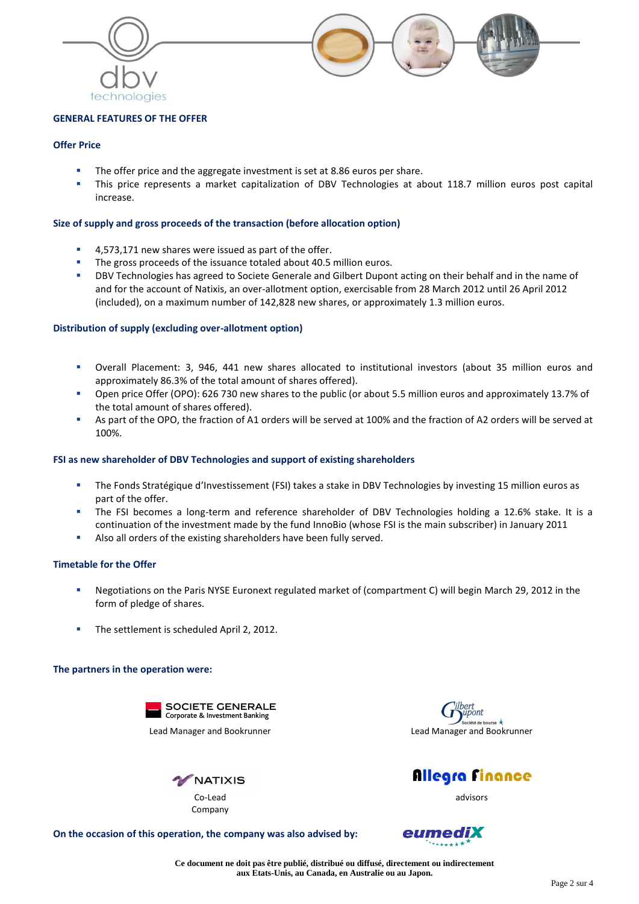## GENERAL FEATURES OF THE OFFER

### Offer Price

- The offer price and the aggregate investment is set at 8.86 euros per share.
- This price represents a market capitalization of DBV Technologies at about 118.7 million euros post capital increase.

### Size of supply and gross proceeds of the transaction (before allocation option)

- 4,573,171 new shares were issued as part of the offer.
- The gross proceeds of the issuance totaled about 40.5 million euros.
- DBV Technologies has agreed to Societe Generale and Gilbert Dupont acting on their behalf and in the name of and for the account of Natixis, an over-allotment option, exercisable from 28 March 2012 until 26 April 2012 (included), on a maximum number of 142,828 new shares, or approximately 1.3 million euros.

### Distribution of supply (excluding over-allotment option)

- Overall Placement: 3, 946, 441 new shares allocated to institutional investors (about 35 million euros and approximately 86.3% of the total amount of shares offered).
- Open price Offer (OPO): 626 730 new shares to the public (or about 5.5 million euros and approximately 13.7% of the total amount of shares offered).
- As part of the OPO, the fraction of A1 orders will be served at 100% and the fraction of A2 orders will be served at 100%.

### FSI as new shareholder of DBV Technologies and support of existing shareholders

- The Fonds Stratégique d'Investissement (FSI) takes a stake in DBV Technologies by investing 15 million euros as part of the offer.
- The FSI becomes a long-term and reference shareholder of DBV Technologies holding a 12.6% stake. It is a continuation of the investment made by the fund InnoBio (whose FSI is the main subscriber) in January 2011
- Also all orders of the existing shareholders have been fully served.

### Timetable for the Offer

- Negotiations on the Paris NYSE Euronext regulated market of (compartment C) will begin March 29, 2012 in the form of pledge of shares.
- The settlement is scheduled April 2, 2012.

### The partners in the operation were:

SOCIETE GENERALE Corporate & Investment Banking – Lead Manager and Bookrunner

Gilbert Dupont Société de bourse – Lead Manager and Bookrunner

NATIXIS – Co-Lead Company

Allegra Finance – advisors

**On the occasion of this operation, the company was also advised by:** eumediX

**Ce document ne doit pas être publié, distribué ou diffusé, directement ou indirectement aux Etats-Unis, au Canada, en Australie ou au Japon.**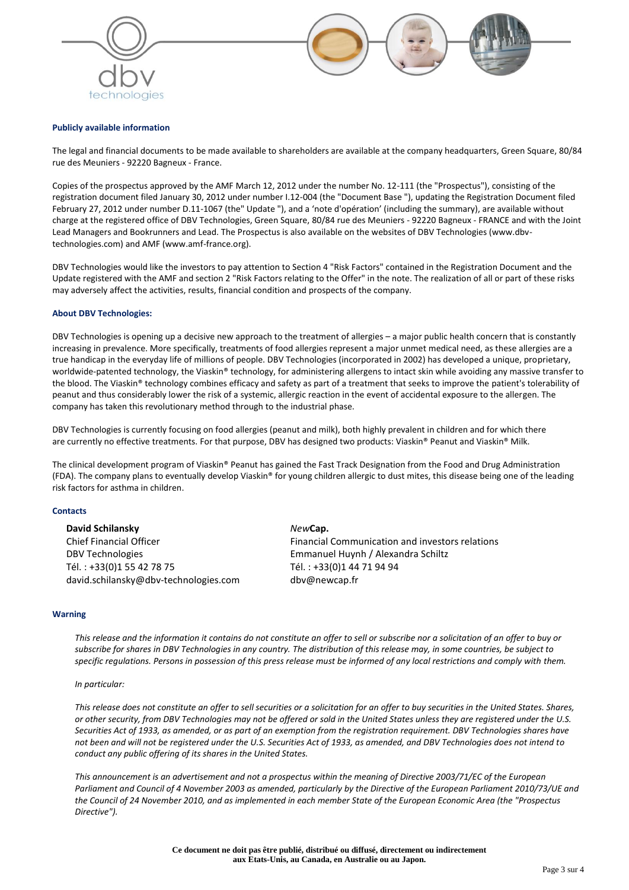#### Publicly available information

The legal and financial documents to be made available to shareholders are available at the company headquarters, Green Square, 80/84 rue des Meuniers - 92220 Bagneux - France.

Copies of the prospectus approved by the AMF March 12, 2012 under the number No. 12-111 (the "Prospectus"), consisting of the registration document filed January 30, 2012 under number I.12-004 (the "Document Base "), updating the Registration Document filed February 27, 2012 under number D.11-1067 (the" Update "), and a 'note d'opération' (including the summary), are available without charge at the registered office of DBV Technologies, Green Square, 80/84 rue des Meuniers - 92220 Bagneux - FRANCE and with the Joint Lead Managers and Bookrunners and Lead. The Prospectus is also available on the websites of DBV Technologies (www.dbv-technologies.com) and AMF (www.amf-france.org).

DBV Technologies would like the investors to pay attention to Section 4 "Risk Factors" contained in the Registration Document and the Update registered with the AMF and section 2 "Risk Factors relating to the Offer" in the note. The realization of all or part of these risks may adversely affect the activities, results, financial condition and prospects of the company.

#### About DBV Technologies:

DBV Technologies is opening up a decisive new approach to the treatment of allergies – a major public health concern that is constantly increasing in prevalence. More specifically, treatments of food allergies represent a major unmet medical need, as these allergies are a true handicap in the everyday life of millions of people. DBV Technologies (incorporated in 2002) has developed a unique, proprietary, worldwide-patented technology, the Viaskin® technology, for administering allergens to intact skin while avoiding any massive transfer to the blood. The Viaskin® technology combines efficacy and safety as part of a treatment that seeks to improve the patient's tolerability of peanut and thus considerably lower the risk of a systemic, allergic reaction in the event of accidental exposure to the allergen. The company has taken this revolutionary method through to the industrial phase.

DBV Technologies is currently focusing on food allergies (peanut and milk), both highly prevalent in children and for which there are currently no effective treatments. For that purpose, DBV has designed two products: Viaskin® Peanut and Viaskin® Milk.

The clinical development program of Viaskin® Peanut has gained the Fast Track Designation from the Food and Drug Administration (FDA). The company plans to eventually develop Viaskin® for young children allergic to dust mites, this disease being one of the leading risk factors for asthma in children.

#### Contacts

**David Schilansky**
Chief Financial Officer
DBV Technologies
Tél. : +33(0)1 55 42 78 75
david.schilansky@dbv-technologies.com

*New***Cap.**
Financial Communication and investors relations
Emmanuel Huynh / Alexandra Schiltz
Tél. : +33(0)1 44 71 94 94
dbv@newcap.fr

#### Warning

*This release and the information it contains do not constitute an offer to sell or subscribe nor a solicitation of an offer to buy or subscribe for shares in DBV Technologies in any country. The distribution of this release may, in some countries, be subject to specific regulations. Persons in possession of this press release must be informed of any local restrictions and comply with them.*

*In particular:*

*This release does not constitute an offer to sell securities or a solicitation for an offer to buy securities in the United States. Shares, or other security, from DBV Technologies may not be offered or sold in the United States unless they are registered under the U.S. Securities Act of 1933, as amended, or as part of an exemption from the registration requirement. DBV Technologies shares have not been and will not be registered under the U.S. Securities Act of 1933, as amended, and DBV Technologies does not intend to conduct any public offering of its shares in the United States.*

*This announcement is an advertisement and not a prospectus within the meaning of Directive 2003/71/EC of the European Parliament and Council of 4 November 2003 as amended, particularly by the Directive of the European Parliament 2010/73/UE and the Council of 24 November 2010, and as implemented in each member State of the European Economic Area (the "Prospectus Directive").*

**Ce document ne doit pas être publié, distribué ou diffusé, directement ou indirectement aux Etats-Unis, au Canada, en Australie ou au Japon.**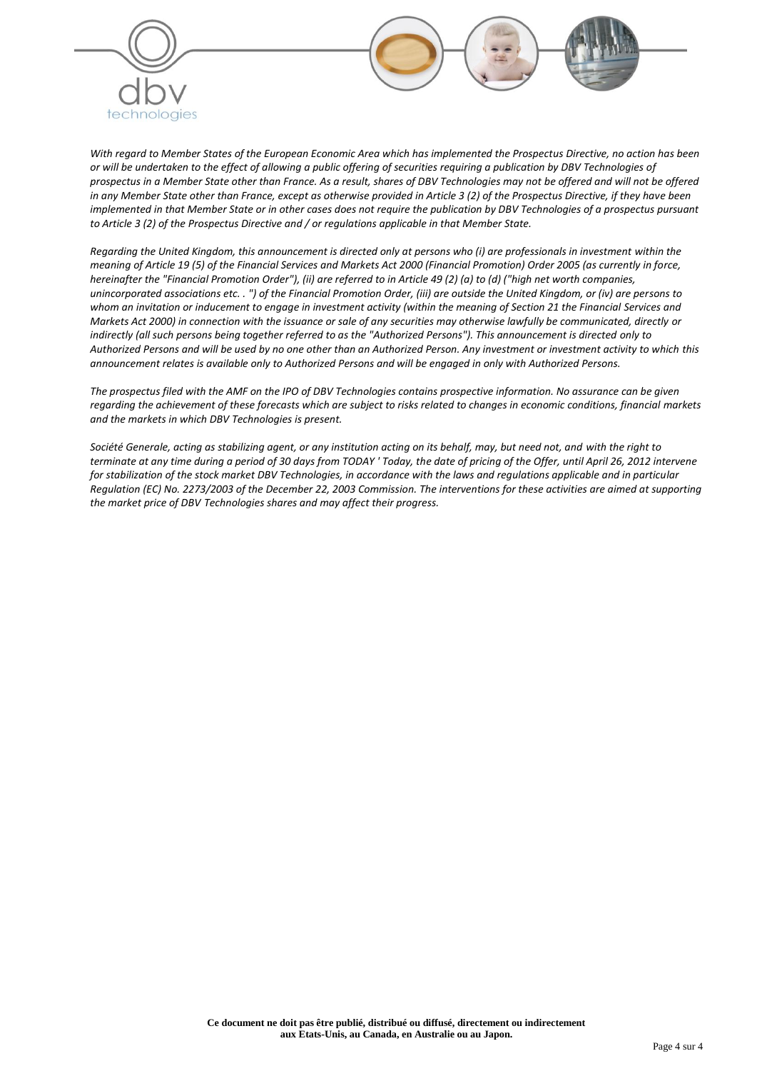*With regard to Member States of the European Economic Area which has implemented the Prospectus Directive, no action has been or will be undertaken to the effect of allowing a public offering of securities requiring a publication by DBV Technologies of prospectus in a Member State other than France. As a result, shares of DBV Technologies may not be offered and will not be offered in any Member State other than France, except as otherwise provided in Article 3 (2) of the Prospectus Directive, if they have been implemented in that Member State or in other cases does not require the publication by DBV Technologies of a prospectus pursuant to Article 3 (2) of the Prospectus Directive and / or regulations applicable in that Member State.*

*Regarding the United Kingdom, this announcement is directed only at persons who (i) are professionals in investment within the meaning of Article 19 (5) of the Financial Services and Markets Act 2000 (Financial Promotion) Order 2005 (as currently in force, hereinafter the "Financial Promotion Order"), (ii) are referred to in Article 49 (2) (a) to (d) ("high net worth companies, unincorporated associations etc. . ") of the Financial Promotion Order, (iii) are outside the United Kingdom, or (iv) are persons to whom an invitation or inducement to engage in investment activity (within the meaning of Section 21 the Financial Services and Markets Act 2000) in connection with the issuance or sale of any securities may otherwise lawfully be communicated, directly or indirectly (all such persons being together referred to as the "Authorized Persons"). This announcement is directed only to Authorized Persons and will be used by no one other than an Authorized Person. Any investment or investment activity to which this announcement relates is available only to Authorized Persons and will be engaged in only with Authorized Persons.*

*The prospectus filed with the AMF on the IPO of DBV Technologies contains prospective information. No assurance can be given regarding the achievement of these forecasts which are subject to risks related to changes in economic conditions, financial markets and the markets in which DBV Technologies is present.*

*Société Generale, acting as stabilizing agent, or any institution acting on its behalf, may, but need not, and with the right to terminate at any time during a period of 30 days from TODAY ' Today, the date of pricing of the Offer, until April 26, 2012 intervene for stabilization of the stock market DBV Technologies, in accordance with the laws and regulations applicable and in particular Regulation (EC) No. 2273/2003 of the December 22, 2003 Commission. The interventions for these activities are aimed at supporting the market price of DBV Technologies shares and may affect their progress.*

**Ce document ne doit pas être publié, distribué ou diffusé, directement ou indirectement aux Etats-Unis, au Canada, en Australie ou au Japon.**